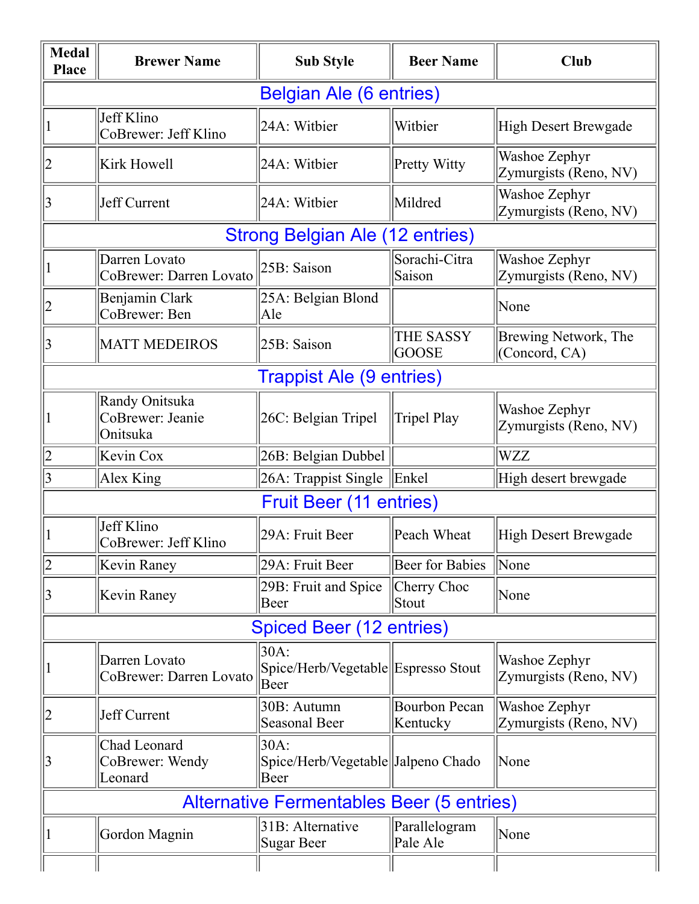| Medal Place | Brewer Name | Sub Style | Beer Name | Club |
|---|---|---|---|---|
| **Belgian Ale (6 entries)** | | | | |
| 1 | Jeff Klino CoBrewer: Jeff Klino | 24A: Witbier | Witbier | High Desert Brewgade |
| 2 | Kirk Howell | 24A: Witbier | Pretty Witty | Washoe Zephyr Zymurgists (Reno, NV) |
| 3 | Jeff Current | 24A: Witbier | Mildred | Washoe Zephyr Zymurgists (Reno, NV) |
| **Strong Belgian Ale (12 entries)** | | | | |
| 1 | Darren Lovato CoBrewer: Darren Lovato | 25B: Saison | Sorachi-Citra Saison | Washoe Zephyr Zymurgists (Reno, NV) |
| 2 | Benjamin Clark CoBrewer: Ben | 25A: Belgian Blond Ale | | None |
| 3 | MATT MEDEIROS | 25B: Saison | THE SASSY GOOSE | Brewing Network, The (Concord, CA) |
| **Trappist Ale (9 entries)** | | | | |
| 1 | Randy Onitsuka CoBrewer: Jeanie Onitsuka | 26C: Belgian Tripel | Tripel Play | Washoe Zephyr Zymurgists (Reno, NV) |
| 2 | Kevin Cox | 26B: Belgian Dubbel | | WZZ |
| 3 | Alex King | 26A: Trappist Single | Enkel | High desert brewgade |
| **Fruit Beer (11 entries)** | | | | |
| 1 | Jeff Klino CoBrewer: Jeff Klino | 29A: Fruit Beer | Peach Wheat | High Desert Brewgade |
| 2 | Kevin Raney | 29A: Fruit Beer | Beer for Babies | None |
| 3 | Kevin Raney | 29B: Fruit and Spice Beer | Cherry Choc Stout | None |
| **Spiced Beer (12 entries)** | | | | |
| 1 | Darren Lovato CoBrewer: Darren Lovato | 30A: Spice/Herb/Vegetable Beer | Espresso Stout | Washoe Zephyr Zymurgists (Reno, NV) |
| 2 | Jeff Current | 30B: Autumn Seasonal Beer | Bourbon Pecan Kentucky | Washoe Zephyr Zymurgists (Reno, NV) |
| 3 | Chad Leonard CoBrewer: Wendy Leonard | 30A: Spice/Herb/Vegetable Beer | Jalpeno Chado | None |
| **Alternative Fermentables Beer (5 entries)** | | | | |
| 1 | Gordon Magnin | 31B: Alternative Sugar Beer | Parallelogram Pale Ale | None |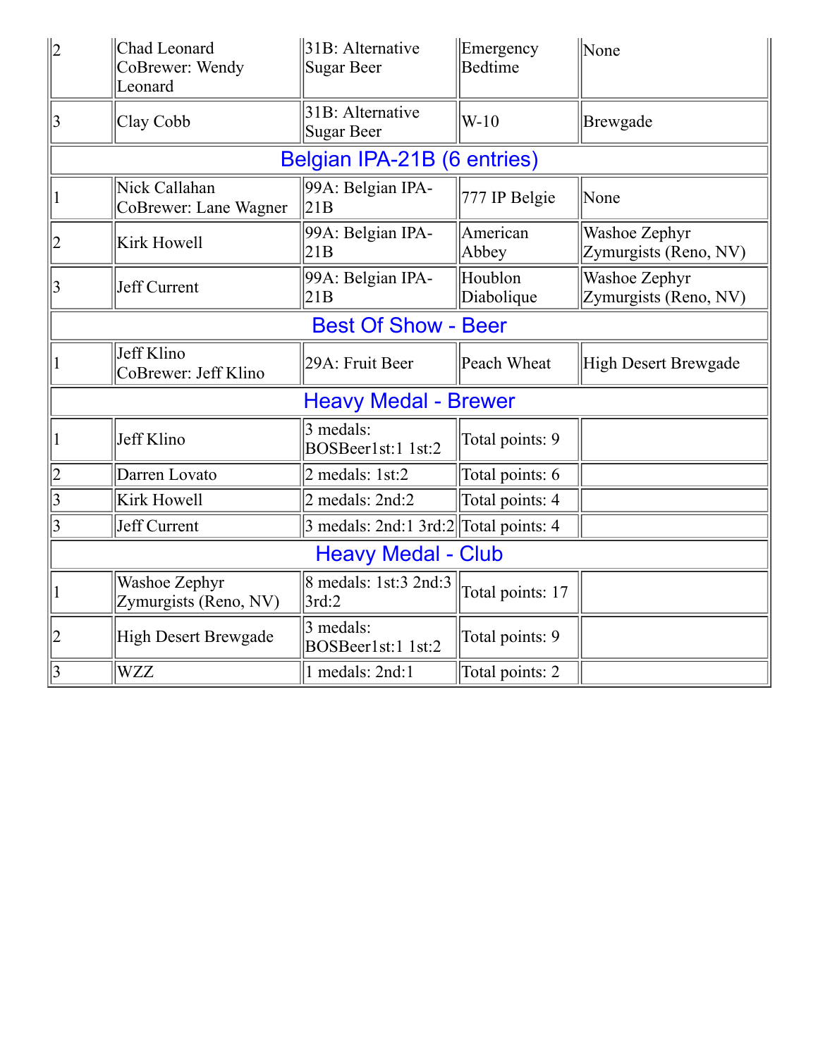| | | | | |
|---|---|---|---|---|
| 2 | Chad Leonard CoBrewer: Wendy Leonard | 31B: Alternative Sugar Beer | Emergency Bedtime | None |
| 3 | Clay Cobb | 31B: Alternative Sugar Beer | W-10 | Brewgade |
| **Belgian IPA-21B (6 entries)** | | | | |
| 1 | Nick Callahan CoBrewer: Lane Wagner | 99A: Belgian IPA-21B | 777 IP Belgie | None |
| 2 | Kirk Howell | 99A: Belgian IPA-21B | American Abbey | Washoe Zephyr Zymurgists (Reno, NV) |
| 3 | Jeff Current | 99A: Belgian IPA-21B | Houblon Diabolique | Washoe Zephyr Zymurgists (Reno, NV) |
| **Best Of Show - Beer** | | | | |
| 1 | Jeff Klino CoBrewer: Jeff Klino | 29A: Fruit Beer | Peach Wheat | High Desert Brewgade |
| **Heavy Medal - Brewer** | | | | |
| 1 | Jeff Klino | 3 medals: BOSBeer1st:1 1st:2 | Total points: 9 | |
| 2 | Darren Lovato | 2 medals: 1st:2 | Total points: 6 | |
| 3 | Kirk Howell | 2 medals: 2nd:2 | Total points: 4 | |
| 3 | Jeff Current | 3 medals: 2nd:1 3rd:2 | Total points: 4 | |
| **Heavy Medal - Club** | | | | |
| 1 | Washoe Zephyr Zymurgists (Reno, NV) | 8 medals: 1st:3 2nd:3 3rd:2 | Total points: 17 | |
| 2 | High Desert Brewgade | 3 medals: BOSBeer1st:1 1st:2 | Total points: 9 | |
| 3 | WZZ | 1 medals: 2nd:1 | Total points: 2 | |